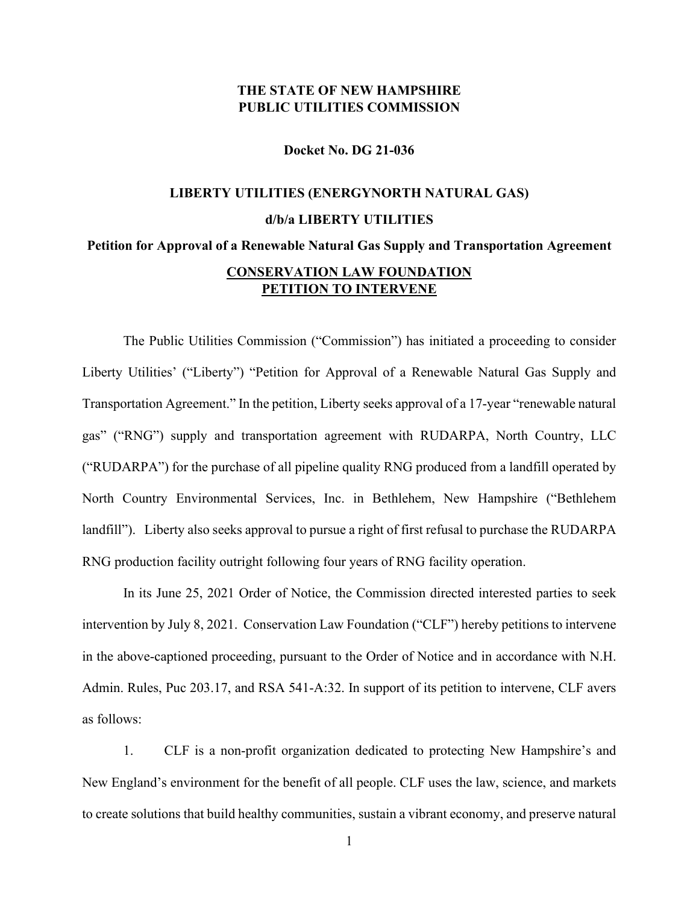**THE STATE OF NEW HAMPSHIRE**
**PUBLIC UTILITIES COMMISSION**

**Docket No. DG 21-036**

**LIBERTY UTILITIES (ENERGYNORTH NATURAL GAS)**

**d/b/a LIBERTY UTILITIES**

**Petition for Approval of a Renewable Natural Gas Supply and Transportation Agreement**

**CONSERVATION LAW FOUNDATION**
**PETITION TO INTERVENE**

The Public Utilities Commission ("Commission") has initiated a proceeding to consider Liberty Utilities' ("Liberty") "Petition for Approval of a Renewable Natural Gas Supply and Transportation Agreement." In the petition, Liberty seeks approval of a 17-year "renewable natural gas" ("RNG") supply and transportation agreement with RUDARPA, North Country, LLC ("RUDARPA") for the purchase of all pipeline quality RNG produced from a landfill operated by North Country Environmental Services, Inc. in Bethlehem, New Hampshire ("Bethlehem landfill"). Liberty also seeks approval to pursue a right of first refusal to purchase the RUDARPA RNG production facility outright following four years of RNG facility operation.

In its June 25, 2021 Order of Notice, the Commission directed interested parties to seek intervention by July 8, 2021. Conservation Law Foundation ("CLF") hereby petitions to intervene in the above-captioned proceeding, pursuant to the Order of Notice and in accordance with N.H. Admin. Rules, Puc 203.17, and RSA 541-A:32. In support of its petition to intervene, CLF avers as follows:

1. CLF is a non-profit organization dedicated to protecting New Hampshire's and New England's environment for the benefit of all people. CLF uses the law, science, and markets to create solutions that build healthy communities, sustain a vibrant economy, and preserve natural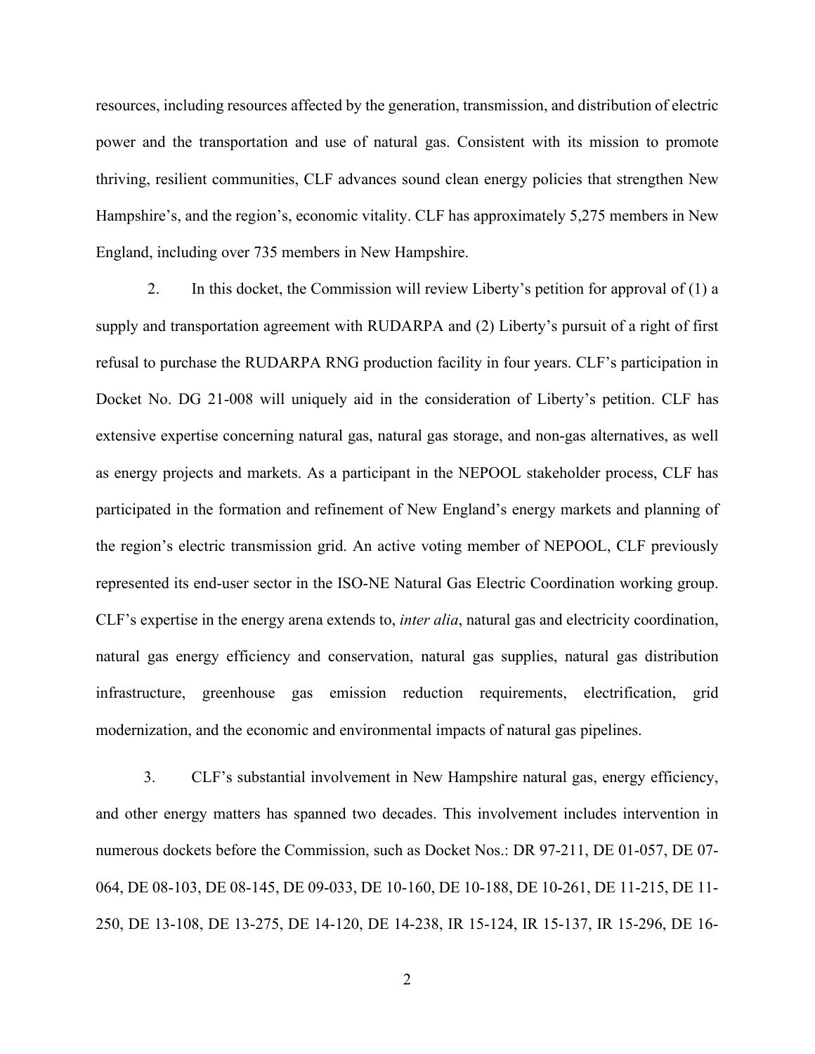resources, including resources affected by the generation, transmission, and distribution of electric power and the transportation and use of natural gas. Consistent with its mission to promote thriving, resilient communities, CLF advances sound clean energy policies that strengthen New Hampshire's, and the region's, economic vitality. CLF has approximately 5,275 members in New England, including over 735 members in New Hampshire.

2. In this docket, the Commission will review Liberty's petition for approval of (1) a supply and transportation agreement with RUDARPA and (2) Liberty's pursuit of a right of first refusal to purchase the RUDARPA RNG production facility in four years. CLF's participation in Docket No. DG 21-008 will uniquely aid in the consideration of Liberty's petition. CLF has extensive expertise concerning natural gas, natural gas storage, and non-gas alternatives, as well as energy projects and markets. As a participant in the NEPOOL stakeholder process, CLF has participated in the formation and refinement of New England's energy markets and planning of the region's electric transmission grid. An active voting member of NEPOOL, CLF previously represented its end-user sector in the ISO-NE Natural Gas Electric Coordination working group. CLF's expertise in the energy arena extends to, *inter alia*, natural gas and electricity coordination, natural gas energy efficiency and conservation, natural gas supplies, natural gas distribution infrastructure, greenhouse gas emission reduction requirements, electrification, grid modernization, and the economic and environmental impacts of natural gas pipelines.

3. CLF's substantial involvement in New Hampshire natural gas, energy efficiency, and other energy matters has spanned two decades. This involvement includes intervention in numerous dockets before the Commission, such as Docket Nos.: DR 97-211, DE 01-057, DE 07-064, DE 08-103, DE 08-145, DE 09-033, DE 10-160, DE 10-188, DE 10-261, DE 11-215, DE 11-250, DE 13-108, DE 13-275, DE 14-120, DE 14-238, IR 15-124, IR 15-137, IR 15-296, DE 16-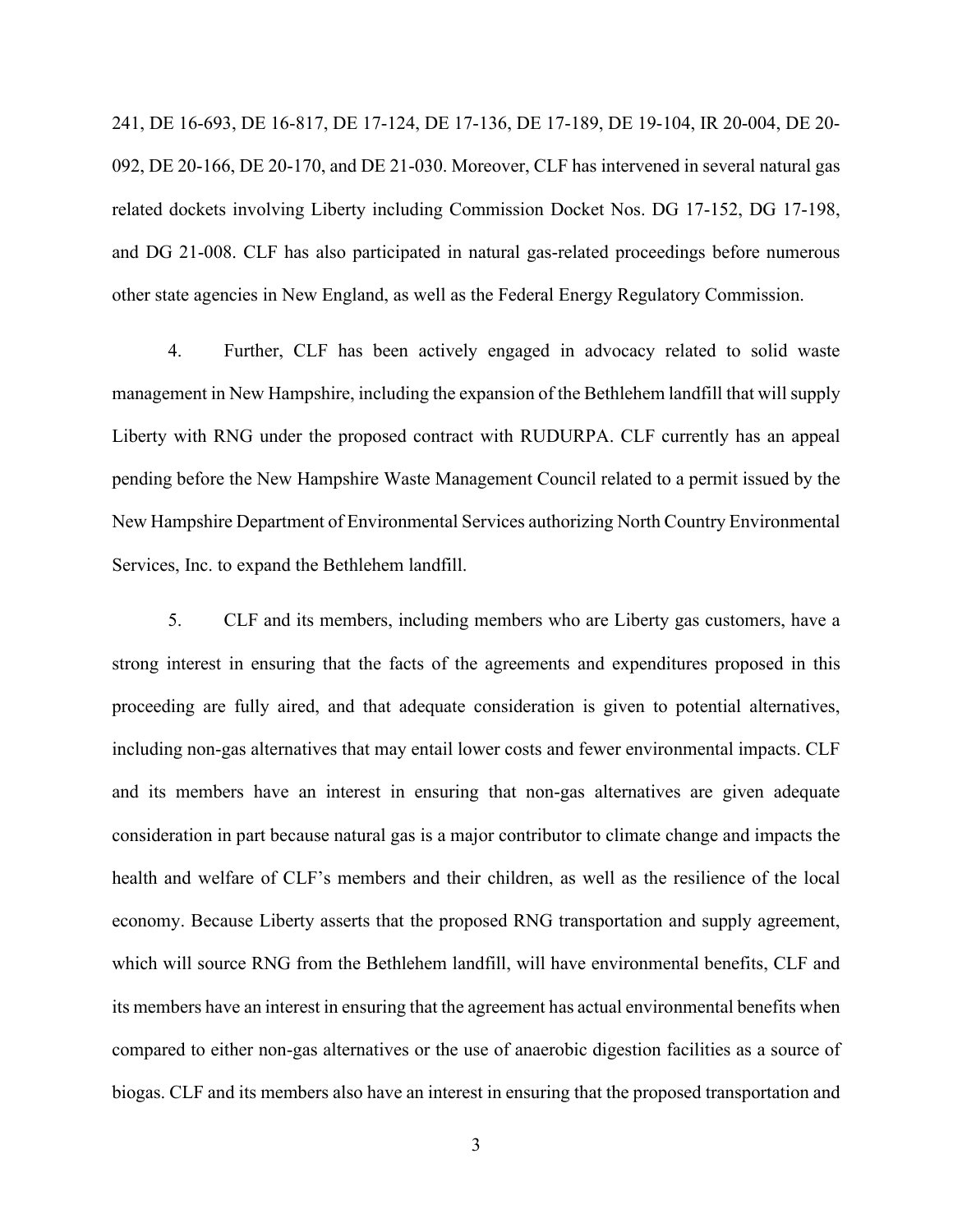241, DE 16-693, DE 16-817, DE 17-124, DE 17-136, DE 17-189, DE 19-104, IR 20-004, DE 20-092, DE 20-166, DE 20-170, and DE 21-030. Moreover, CLF has intervened in several natural gas related dockets involving Liberty including Commission Docket Nos. DG 17-152, DG 17-198, and DG 21-008. CLF has also participated in natural gas-related proceedings before numerous other state agencies in New England, as well as the Federal Energy Regulatory Commission.

4. Further, CLF has been actively engaged in advocacy related to solid waste management in New Hampshire, including the expansion of the Bethlehem landfill that will supply Liberty with RNG under the proposed contract with RUDURPA. CLF currently has an appeal pending before the New Hampshire Waste Management Council related to a permit issued by the New Hampshire Department of Environmental Services authorizing North Country Environmental Services, Inc. to expand the Bethlehem landfill.

5. CLF and its members, including members who are Liberty gas customers, have a strong interest in ensuring that the facts of the agreements and expenditures proposed in this proceeding are fully aired, and that adequate consideration is given to potential alternatives, including non-gas alternatives that may entail lower costs and fewer environmental impacts. CLF and its members have an interest in ensuring that non-gas alternatives are given adequate consideration in part because natural gas is a major contributor to climate change and impacts the health and welfare of CLF's members and their children, as well as the resilience of the local economy. Because Liberty asserts that the proposed RNG transportation and supply agreement, which will source RNG from the Bethlehem landfill, will have environmental benefits, CLF and its members have an interest in ensuring that the agreement has actual environmental benefits when compared to either non-gas alternatives or the use of anaerobic digestion facilities as a source of biogas. CLF and its members also have an interest in ensuring that the proposed transportation and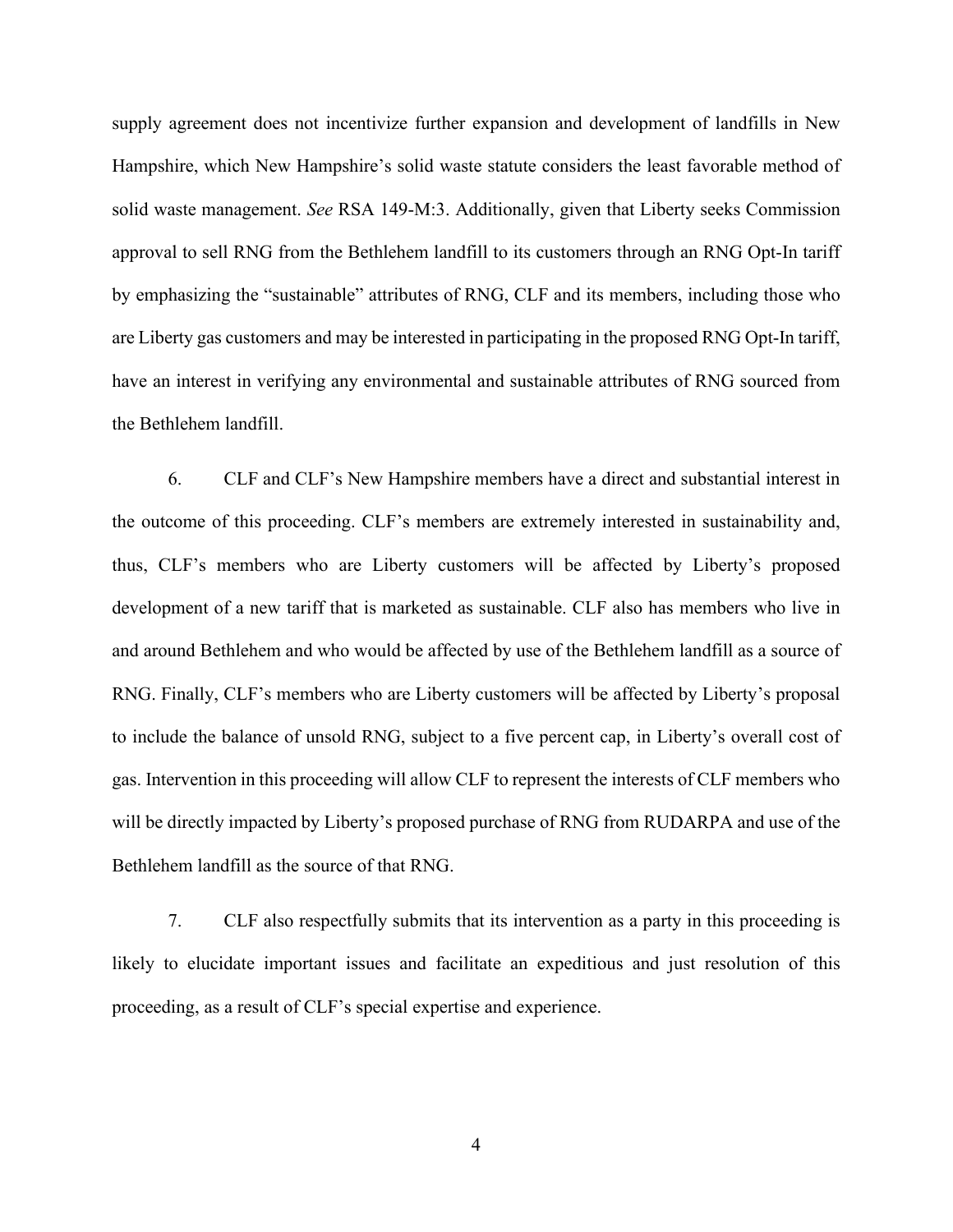supply agreement does not incentivize further expansion and development of landfills in New Hampshire, which New Hampshire's solid waste statute considers the least favorable method of solid waste management. *See* RSA 149-M:3. Additionally, given that Liberty seeks Commission approval to sell RNG from the Bethlehem landfill to its customers through an RNG Opt-In tariff by emphasizing the "sustainable" attributes of RNG, CLF and its members, including those who are Liberty gas customers and may be interested in participating in the proposed RNG Opt-In tariff, have an interest in verifying any environmental and sustainable attributes of RNG sourced from the Bethlehem landfill.

6. CLF and CLF's New Hampshire members have a direct and substantial interest in the outcome of this proceeding. CLF's members are extremely interested in sustainability and, thus, CLF's members who are Liberty customers will be affected by Liberty's proposed development of a new tariff that is marketed as sustainable. CLF also has members who live in and around Bethlehem and who would be affected by use of the Bethlehem landfill as a source of RNG. Finally, CLF's members who are Liberty customers will be affected by Liberty's proposal to include the balance of unsold RNG, subject to a five percent cap, in Liberty's overall cost of gas. Intervention in this proceeding will allow CLF to represent the interests of CLF members who will be directly impacted by Liberty's proposed purchase of RNG from RUDARPA and use of the Bethlehem landfill as the source of that RNG.

7. CLF also respectfully submits that its intervention as a party in this proceeding is likely to elucidate important issues and facilitate an expeditious and just resolution of this proceeding, as a result of CLF's special expertise and experience.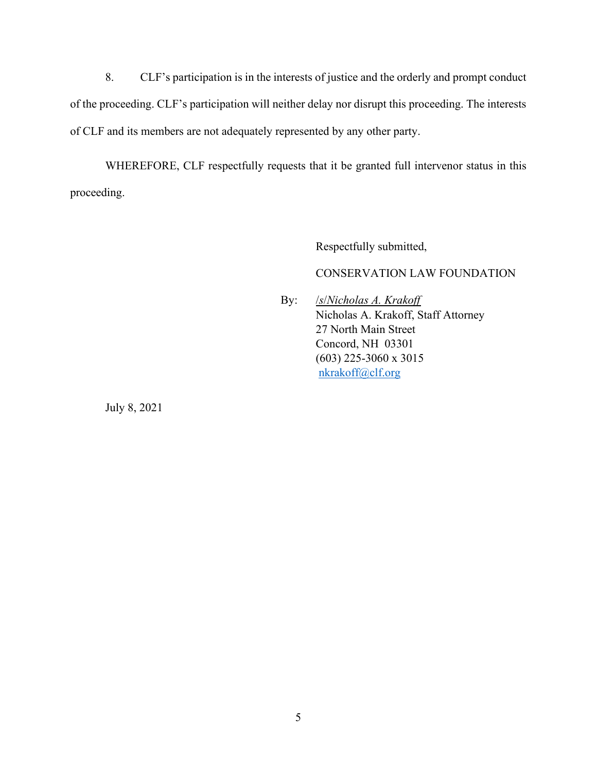8. CLF's participation is in the interests of justice and the orderly and prompt conduct of the proceeding. CLF's participation will neither delay nor disrupt this proceeding. The interests of CLF and its members are not adequately represented by any other party.

WHEREFORE, CLF respectfully requests that it be granted full intervenor status in this proceeding.

Respectfully submitted,

CONSERVATION LAW FOUNDATION

By: */s/Nicholas A. Krakoff*
Nicholas A. Krakoff, Staff Attorney
27 North Main Street
Concord, NH 03301
(603) 225-3060 x 3015
nkrakoff@clf.org

July 8, 2021